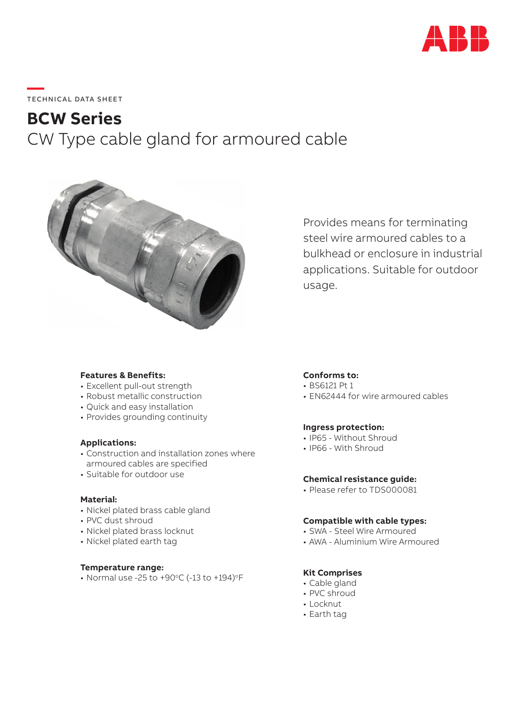TECHNICAL DATA SHEET

# BCW Series

## CW Type cable gland for armoured cable

Provides means for terminating steel wire armoured cables to a bulkhead or enclosure in industrial applications. Suitable for outdoor usage.

**Features & Benefits:**
- Excellent pull-out strength
- Robust metallic construction
- Quick and easy installation
- Provides grounding continuity

**Applications:**
- Construction and installation zones where armoured cables are specified
- Suitable for outdoor use

**Material:**
- Nickel plated brass cable gland
- PVC dust shroud
- Nickel plated brass locknut
- Nickel plated earth tag

**Temperature range:**
- Normal use -25 to +90°C (-13 to +194)°F

**Conforms to:**
- BS6121 Pt 1
- EN62444 for wire armoured cables

**Ingress protection:**
- IP65 - Without Shroud
- IP66 - With Shroud

**Chemical resistance guide:**
- Please refer to TDS000081

**Compatible with cable types:**
- SWA - Steel Wire Armoured
- AWA - Aluminium Wire Armoured

**Kit Comprises**
- Cable gland
- PVC shroud
- Locknut
- Earth tag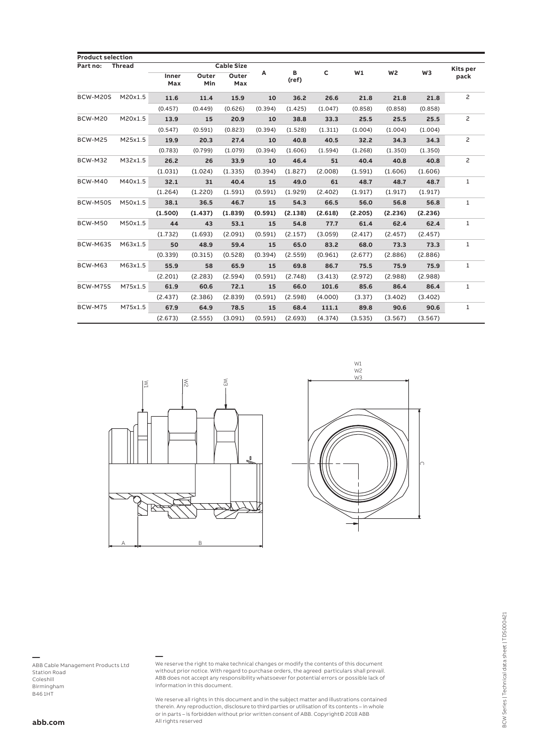**Product selection**

| Part no: | Thread | Cable Size Inner Max | Cable Size Outer Min | Cable Size Outer Max | A | B (ref) | C | W1 | W2 | W3 | Kits per pack |
|---|---|---|---|---|---|---|---|---|---|---|---|
| BCW-M20S | M20x1.5 | **11.6** | **11.4** | **15.9** | **10** | **36.2** | **26.6** | **21.8** | **21.8** | **21.8** | 2 |
| | | (0.457) | (0.449) | (0.626) | (0.394) | (1.425) | (1.047) | (0.858) | (0.858) | (0.858) | |
| BCW-M20 | M20x1.5 | **13.9** | **15** | **20.9** | **10** | **38.8** | **33.3** | **25.5** | **25.5** | **25.5** | 2 |
| | | (0.547) | (0.591) | (0.823) | (0.394) | (1.528) | (1.311) | (1.004) | (1.004) | (1.004) | |
| BCW-M25 | M25x1.5 | **19.9** | **20.3** | **27.4** | **10** | **40.8** | **40.5** | **32.2** | **34.3** | **34.3** | 2 |
| | | (0.783) | (0.799) | (1.079) | (0.394) | (1.606) | (1.594) | (1.268) | (1.350) | (1.350) | |
| BCW-M32 | M32x1.5 | **26.2** | **26** | **33.9** | **10** | **46.4** | **51** | **40.4** | **40.8** | **40.8** | 2 |
| | | (1.031) | (1.024) | (1.335) | (0.394) | (1.827) | (2.008) | (1.591) | (1.606) | (1.606) | |
| BCW-M40 | M40x1.5 | **32.1** | **31** | **40.4** | **15** | **49.0** | **61** | **48.7** | **48.7** | **48.7** | 1 |
| | | (1.264) | (1.220) | (1.591) | (0.591) | (1.929) | (2.402) | (1.917) | (1.917) | (1.917) | |
| BCW-M50S | M50x1.5 | **38.1** | **36.5** | **46.7** | **15** | **54.3** | **66.5** | **56.0** | **56.8** | **56.8** | 1 |
| | | **(1.500)** | **(1.437)** | **(1.839)** | **(0.591)** | **(2.138)** | **(2.618)** | **(2.205)** | **(2.236)** | **(2.236)** | |
| BCW-M50 | M50x1.5 | **44** | **43** | **53.1** | **15** | **54.8** | **77.7** | **61.4** | **62.4** | **62.4** | 1 |
| | | (1.732) | (1.693) | (2.091) | (0.591) | (2.157) | (3.059) | (2.417) | (2.457) | (2.457) | |
| BCW-M63S | M63x1.5 | **50** | **48.9** | **59.4** | **15** | **65.0** | **83.2** | **68.0** | **73.3** | **73.3** | 1 |
| | | (0.339) | (0.315) | (0.528) | (0.394) | (2.559) | (0.961) | (2.677) | (2.886) | (2.886) | |
| BCW-M63 | M63x1.5 | **55.9** | **58** | **65.9** | **15** | **69.8** | **86.7** | **75.5** | **75.9** | **75.9** | 1 |
| | | (2.201) | (2.283) | (2.594) | (0.591) | (2.748) | (3.413) | (2.972) | (2.988) | (2.988) | |
| BCW-M75S | M75x1.5 | **61.9** | **60.6** | **72.1** | **15** | **66.0** | **101.6** | **85.6** | **86.4** | **86.4** | 1 |
| | | (2.437) | (2.386) | (2.839) | (0.591) | (2.598) | (4.000) | (3.37) | (3.402) | (3.402) | |
| BCW-M75 | M75x1.5 | **67.9** | **64.9** | **78.5** | **15** | **68.4** | **111.1** | **89.8** | **90.6** | **90.6** | 1 |
| | | (2.673) | (2.555) | (3.091) | (0.591) | (2.693) | (4.374) | (3.535) | (3.567) | (3.567) | |

W1
W2
W3
A
B
C

ABB Cable Management Products Ltd
Station Road
Coleshill
Birmingham
B46 1HT

**abb.com**

We reserve the right to make technical changes or modify the contents of this document without prior notice. With regard to purchase orders, the agreed particulars shall prevail. ABB does not accept any responsibility whatsoever for potential errors or possible lack of information in this document.

We reserve all rights in this document and in the subject matter and illustrations contained therein. Any reproduction, disclosure to third parties or utilisation of its contents – in whole or in parts – is forbidden without prior written consent of ABB. Copyright© 2018 ABB
All rights reserved

BCW Series | Technical data sheet | TDS000421